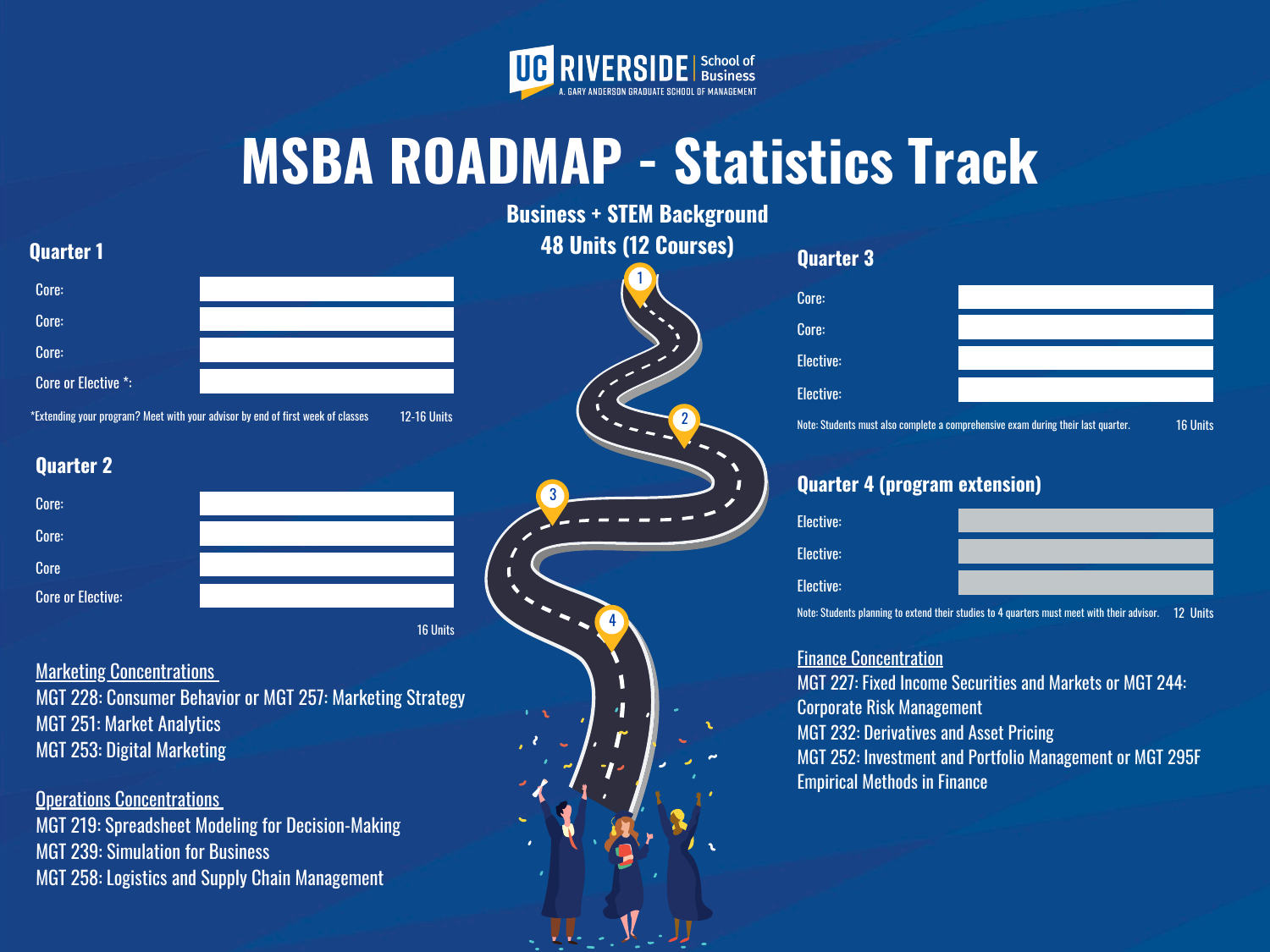UC RIVERSIDE School of Business
A. GARY ANDERSON GRADUATE SCHOOL OF MANAGEMENT

# MSBA ROADMAP - Statistics Track

**Business + STEM Background**
**48 Units (12 Courses)**

## Quarter 1

| | |
|---|---|
| Core: | |
| Core: | |
| Core: | |
| Core or Elective *: | |

*Extending your program? Meet with your advisor by end of first week of classes — 12-16 Units

## Quarter 2

| | |
|---|---|
| Core: | |
| Core: | |
| Core | |
| Core or Elective: | |

16 Units

## Quarter 3

| | |
|---|---|
| Core: | |
| Core: | |
| Elective: | |
| Elective: | |

Note: Students must also complete a comprehensive exam during their last quarter. — 16 Units

## Quarter 4 (program extension)

| | |
|---|---|
| Elective: | |
| Elective: | |
| Elective: | |

Note: Students planning to extend their studies to 4 quarters must meet with their advisor. — 12 Units

### Marketing Concentrations

MGT 228: Consumer Behavior or MGT 257: Marketing Strategy
MGT 251: Market Analytics
MGT 253: Digital Marketing

### Operations Concentrations

MGT 219: Spreadsheet Modeling for Decision-Making
MGT 239: Simulation for Business
MGT 258: Logistics and Supply Chain Management

### Finance Concentration

MGT 227: Fixed Income Securities and Markets or MGT 244: Corporate Risk Management
MGT 232: Derivatives and Asset Pricing
MGT 252: Investment and Portfolio Management or MGT 295F Empirical Methods in Finance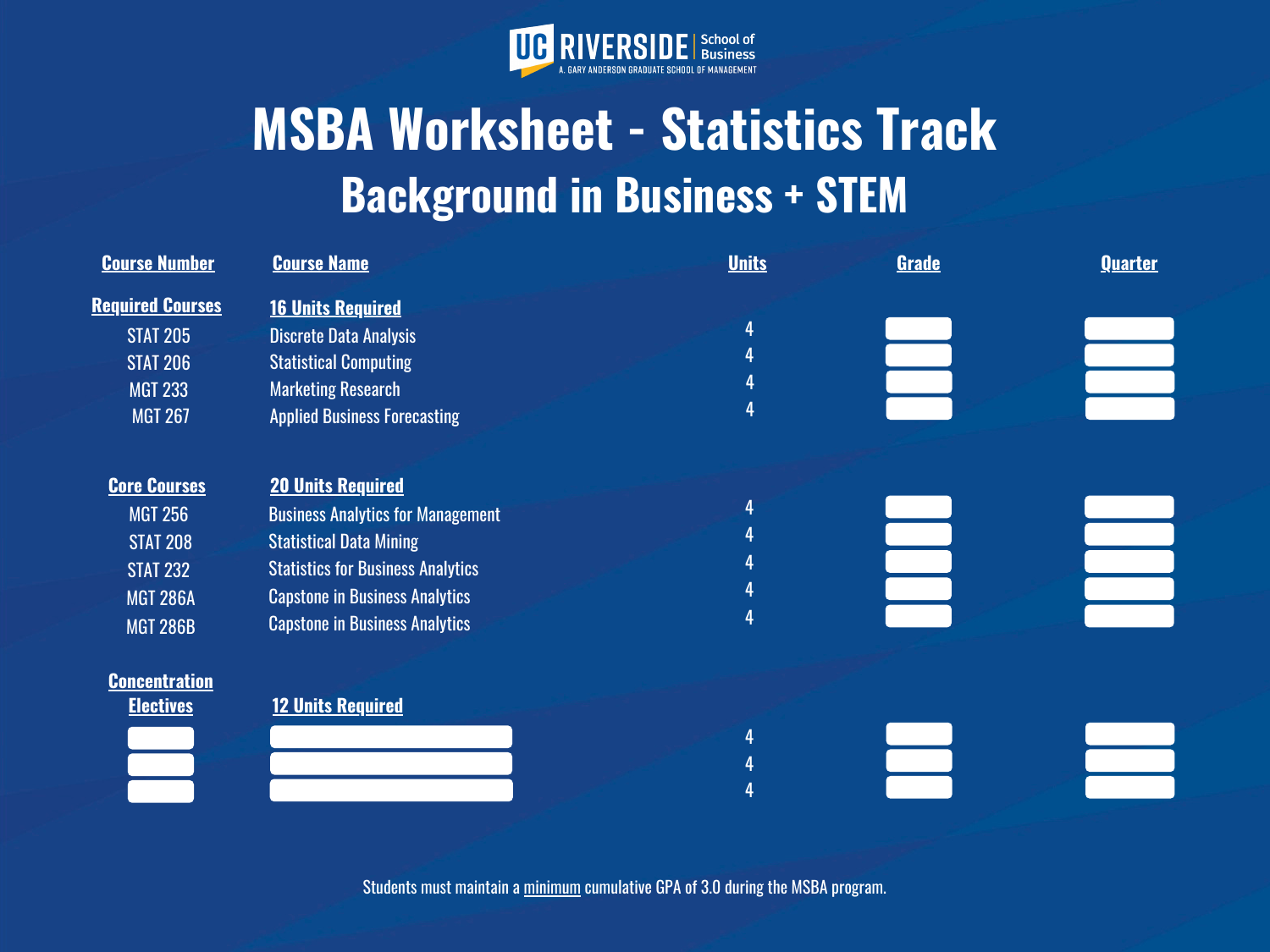UC RIVERSIDE School of Business
A. GARY ANDERSON GRADUATE SCHOOL OF MANAGEMENT

# MSBA Worksheet - Statistics Track

## Background in Business + STEM

| Course Number | Course Name | Units | Grade | Quarter |
|---|---|---|---|---|
| **Required Courses** | **16 Units Required** | | | |
| STAT 205 | Discrete Data Analysis | 4 | | |
| STAT 206 | Statistical Computing | 4 | | |
| MGT 233 | Marketing Research | 4 | | |
| MGT 267 | Applied Business Forecasting | 4 | | |
| **Core Courses** | **20 Units Required** | | | |
| MGT 256 | Business Analytics for Management | 4 | | |
| STAT 208 | Statistical Data Mining | 4 | | |
| STAT 232 | Statistics for Business Analytics | 4 | | |
| MGT 286A | Capstone in Business Analytics | 4 | | |
| MGT 286B | Capstone in Business Analytics | 4 | | |
| **Concentration Electives** | **12 Units Required** | | | |
| | | 4 | | |
| | | 4 | | |
| | | 4 | | |

Students must maintain a minimum cumulative GPA of 3.0 during the MSBA program.